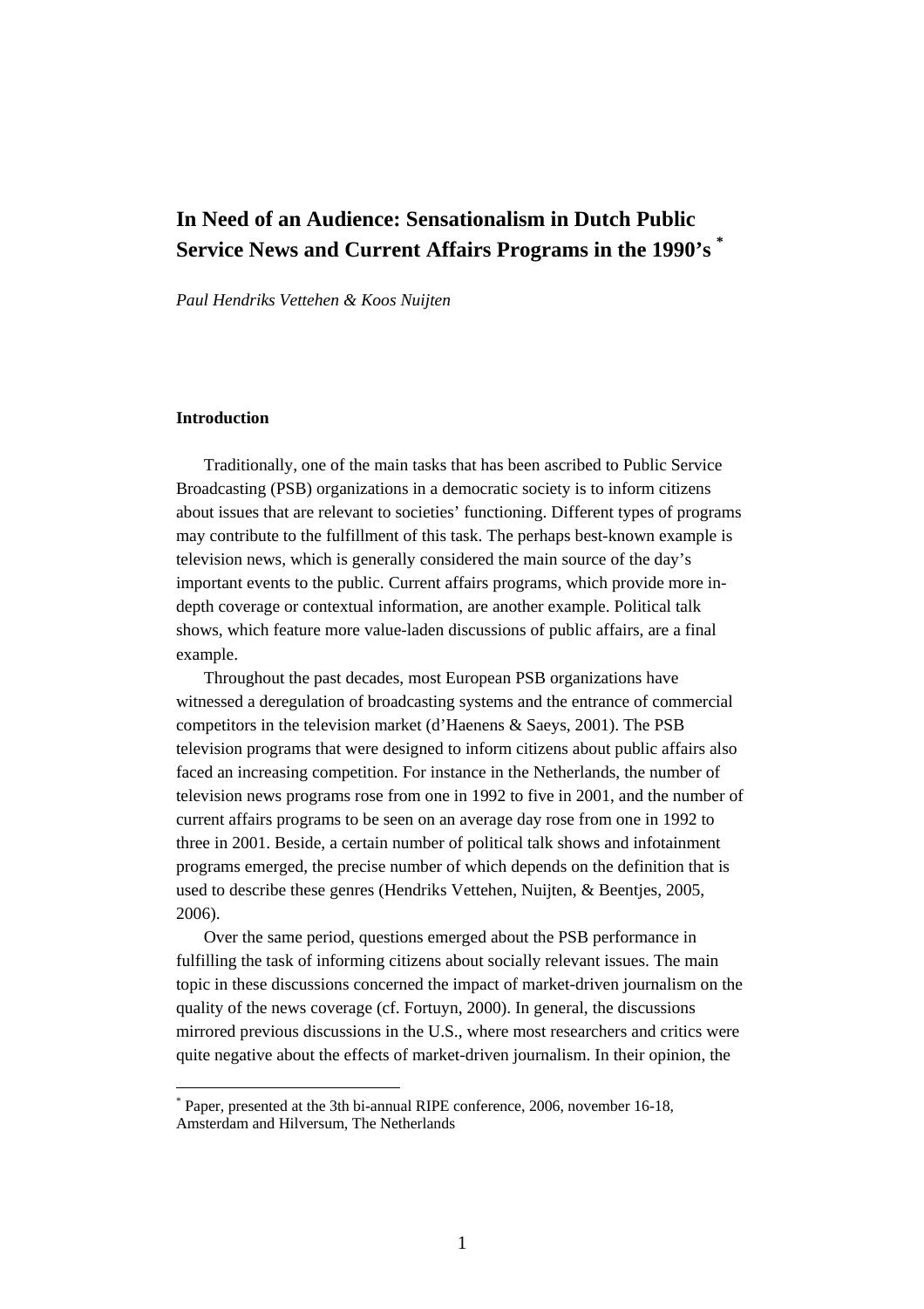# In Need of an Audience: Sensationalism in Dutch Public Service News and Current Affairs Programs in the 1990's [*]

*Paul Hendriks Vettehen & Koos Nuijten*

## Introduction

Traditionally, one of the main tasks that has been ascribed to Public Service Broadcasting (PSB) organizations in a democratic society is to inform citizens about issues that are relevant to societies' functioning. Different types of programs may contribute to the fulfillment of this task. The perhaps best-known example is television news, which is generally considered the main source of the day's important events to the public. Current affairs programs, which provide more in-depth coverage or contextual information, are another example. Political talk shows, which feature more value-laden discussions of public affairs, are a final example.

Throughout the past decades, most European PSB organizations have witnessed a deregulation of broadcasting systems and the entrance of commercial competitors in the television market (d'Haenens & Saeys, 2001). The PSB television programs that were designed to inform citizens about public affairs also faced an increasing competition. For instance in the Netherlands, the number of television news programs rose from one in 1992 to five in 2001, and the number of current affairs programs to be seen on an average day rose from one in 1992 to three in 2001. Beside, a certain number of political talk shows and infotainment programs emerged, the precise number of which depends on the definition that is used to describe these genres (Hendriks Vettehen, Nuijten, & Beentjes, 2005, 2006).

Over the same period, questions emerged about the PSB performance in fulfilling the task of informing citizens about socially relevant issues. The main topic in these discussions concerned the impact of market-driven journalism on the quality of the news coverage (cf. Fortuyn, 2000). In general, the discussions mirrored previous discussions in the U.S., where most researchers and critics were quite negative about the effects of market-driven journalism. In their opinion, the

[*] Paper, presented at the 3th bi-annual RIPE conference, 2006, november 16-18, Amsterdam and Hilversum, The Netherlands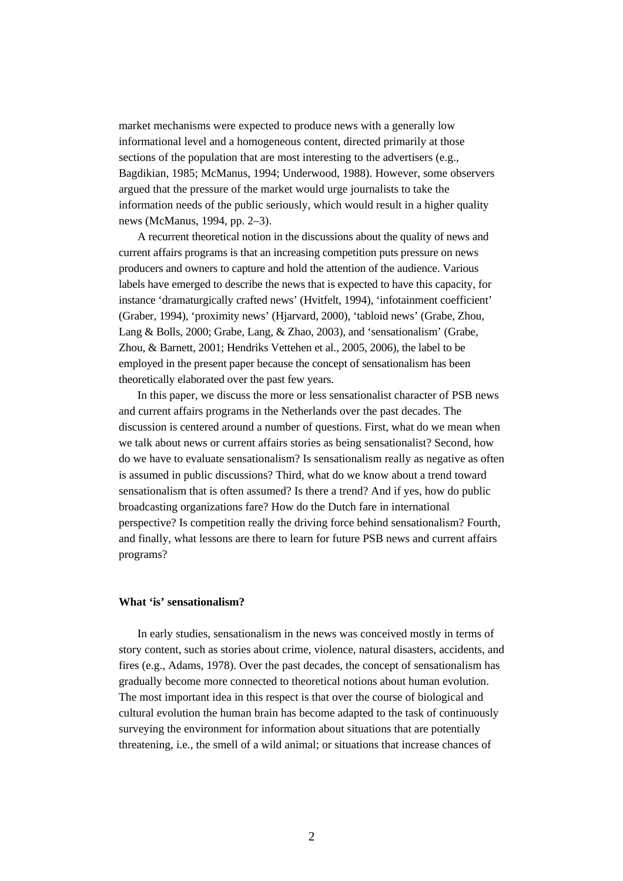market mechanisms were expected to produce news with a generally low informational level and a homogeneous content, directed primarily at those sections of the population that are most interesting to the advertisers (e.g., Bagdikian, 1985; McManus, 1994; Underwood, 1988). However, some observers argued that the pressure of the market would urge journalists to take the information needs of the public seriously, which would result in a higher quality news (McManus, 1994, pp. 2–3).

A recurrent theoretical notion in the discussions about the quality of news and current affairs programs is that an increasing competition puts pressure on news producers and owners to capture and hold the attention of the audience. Various labels have emerged to describe the news that is expected to have this capacity, for instance 'dramaturgically crafted news' (Hvitfelt, 1994), 'infotainment coefficient' (Graber, 1994), 'proximity news' (Hjarvard, 2000), 'tabloid news' (Grabe, Zhou, Lang & Bolls, 2000; Grabe, Lang, & Zhao, 2003), and 'sensationalism' (Grabe, Zhou, & Barnett, 2001; Hendriks Vettehen et al., 2005, 2006), the label to be employed in the present paper because the concept of sensationalism has been theoretically elaborated over the past few years.

In this paper, we discuss the more or less sensationalist character of PSB news and current affairs programs in the Netherlands over the past decades. The discussion is centered around a number of questions. First, what do we mean when we talk about news or current affairs stories as being sensationalist? Second, how do we have to evaluate sensationalism? Is sensationalism really as negative as often is assumed in public discussions? Third, what do we know about a trend toward sensationalism that is often assumed? Is there a trend? And if yes, how do public broadcasting organizations fare? How do the Dutch fare in international perspective? Is competition really the driving force behind sensationalism? Fourth, and finally, what lessons are there to learn for future PSB news and current affairs programs?

**What 'is' sensationalism?**

In early studies, sensationalism in the news was conceived mostly in terms of story content, such as stories about crime, violence, natural disasters, accidents, and fires (e.g., Adams, 1978). Over the past decades, the concept of sensationalism has gradually become more connected to theoretical notions about human evolution. The most important idea in this respect is that over the course of biological and cultural evolution the human brain has become adapted to the task of continuously surveying the environment for information about situations that are potentially threatening, i.e., the smell of a wild animal; or situations that increase chances of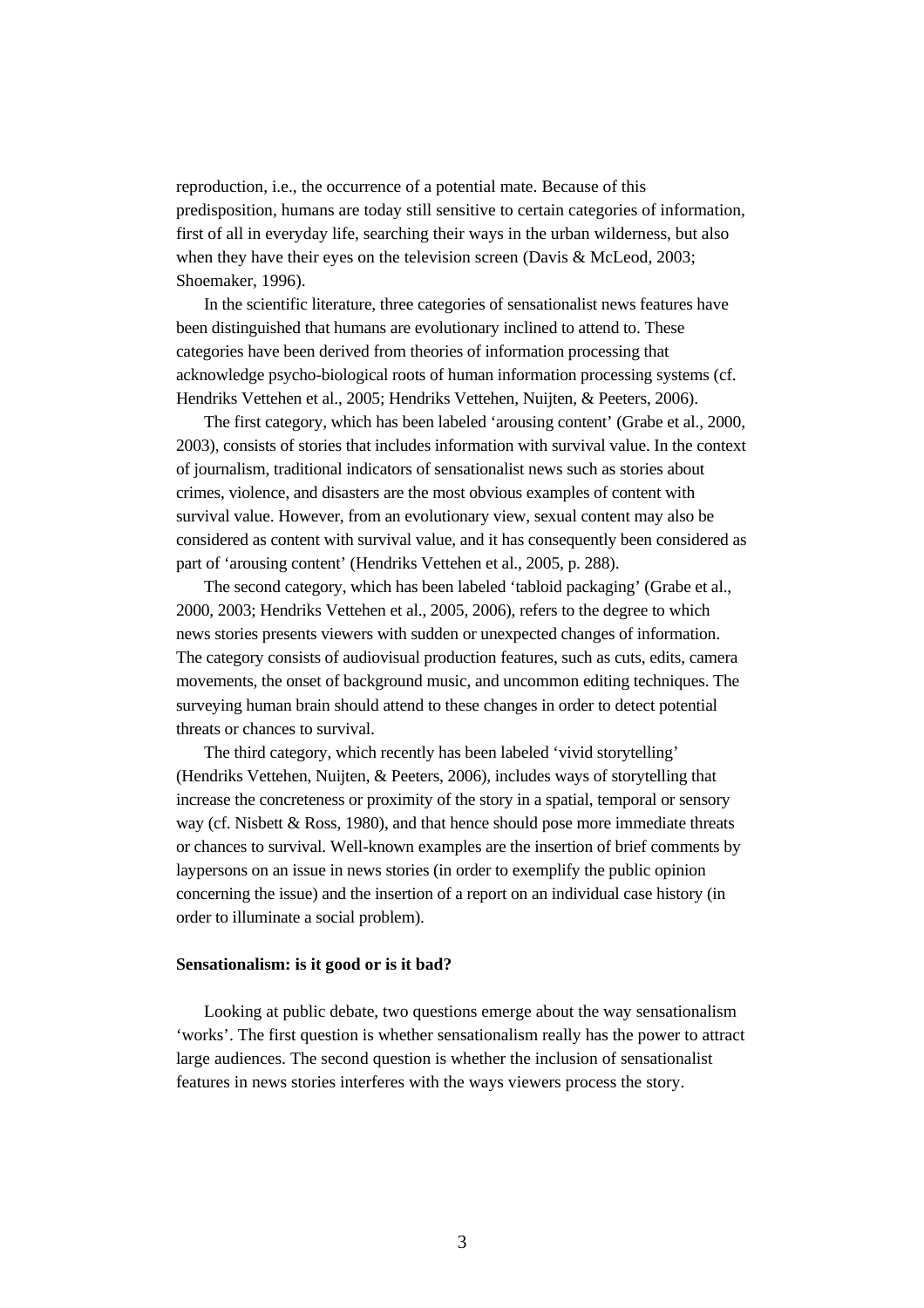reproduction, i.e., the occurrence of a potential mate. Because of this predisposition, humans are today still sensitive to certain categories of information, first of all in everyday life, searching their ways in the urban wilderness, but also when they have their eyes on the television screen (Davis & McLeod, 2003; Shoemaker, 1996).

In the scientific literature, three categories of sensationalist news features have been distinguished that humans are evolutionary inclined to attend to. These categories have been derived from theories of information processing that acknowledge psycho-biological roots of human information processing systems (cf. Hendriks Vettehen et al., 2005; Hendriks Vettehen, Nuijten, & Peeters, 2006).

The first category, which has been labeled 'arousing content' (Grabe et al., 2000, 2003), consists of stories that includes information with survival value. In the context of journalism, traditional indicators of sensationalist news such as stories about crimes, violence, and disasters are the most obvious examples of content with survival value. However, from an evolutionary view, sexual content may also be considered as content with survival value, and it has consequently been considered as part of 'arousing content' (Hendriks Vettehen et al., 2005, p. 288).

The second category, which has been labeled 'tabloid packaging' (Grabe et al., 2000, 2003; Hendriks Vettehen et al., 2005, 2006), refers to the degree to which news stories presents viewers with sudden or unexpected changes of information. The category consists of audiovisual production features, such as cuts, edits, camera movements, the onset of background music, and uncommon editing techniques. The surveying human brain should attend to these changes in order to detect potential threats or chances to survival.

The third category, which recently has been labeled 'vivid storytelling' (Hendriks Vettehen, Nuijten, & Peeters, 2006), includes ways of storytelling that increase the concreteness or proximity of the story in a spatial, temporal or sensory way (cf. Nisbett & Ross, 1980), and that hence should pose more immediate threats or chances to survival. Well-known examples are the insertion of brief comments by laypersons on an issue in news stories (in order to exemplify the public opinion concerning the issue) and the insertion of a report on an individual case history (in order to illuminate a social problem).

**Sensationalism: is it good or is it bad?**

Looking at public debate, two questions emerge about the way sensationalism 'works'. The first question is whether sensationalism really has the power to attract large audiences. The second question is whether the inclusion of sensationalist features in news stories interferes with the ways viewers process the story.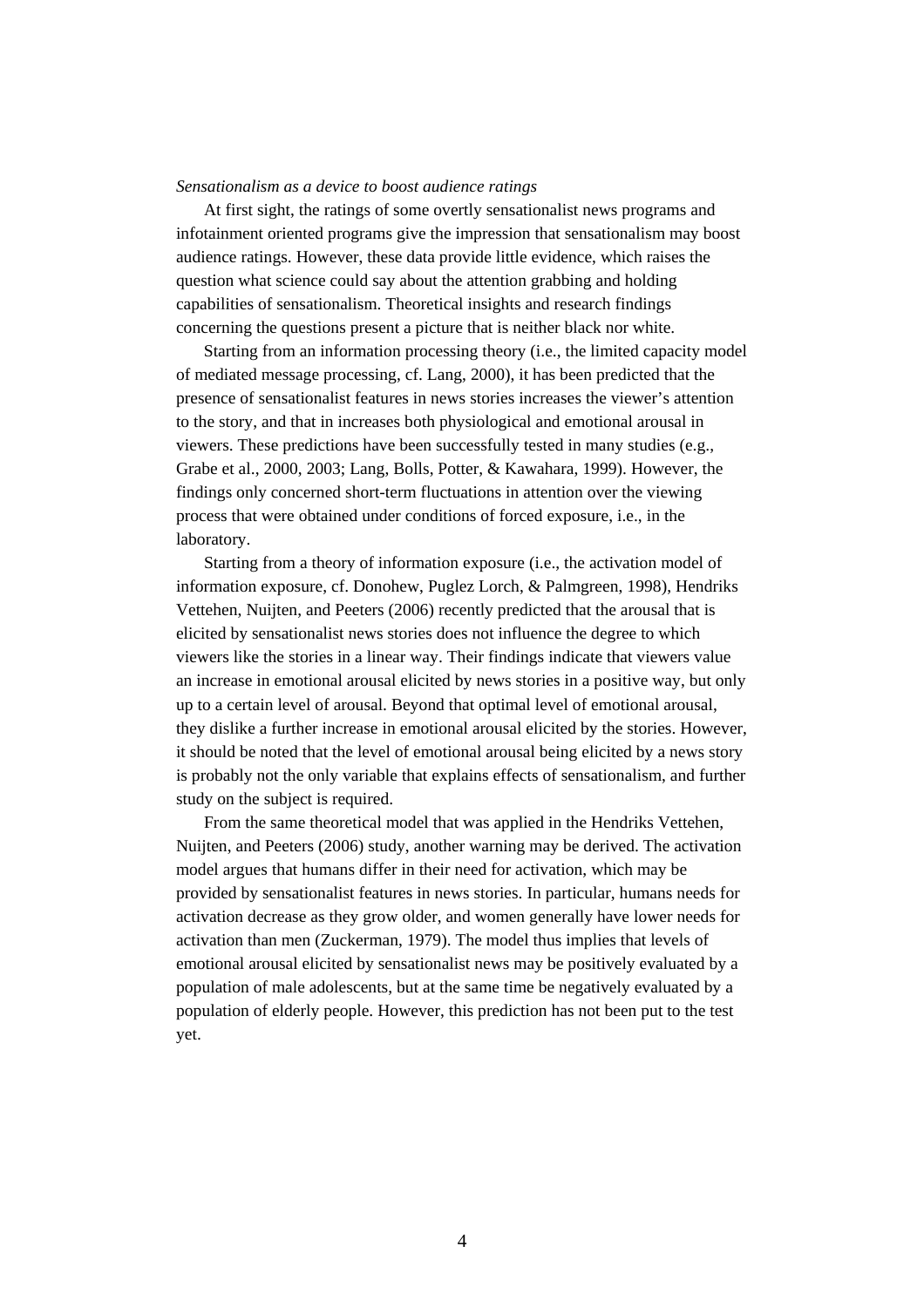*Sensationalism as a device to boost audience ratings*

At first sight, the ratings of some overtly sensationalist news programs and infotainment oriented programs give the impression that sensationalism may boost audience ratings. However, these data provide little evidence, which raises the question what science could say about the attention grabbing and holding capabilities of sensationalism. Theoretical insights and research findings concerning the questions present a picture that is neither black nor white.

Starting from an information processing theory (i.e., the limited capacity model of mediated message processing, cf. Lang, 2000), it has been predicted that the presence of sensationalist features in news stories increases the viewer's attention to the story, and that in increases both physiological and emotional arousal in viewers. These predictions have been successfully tested in many studies (e.g., Grabe et al., 2000, 2003; Lang, Bolls, Potter, & Kawahara, 1999). However, the findings only concerned short-term fluctuations in attention over the viewing process that were obtained under conditions of forced exposure, i.e., in the laboratory.

Starting from a theory of information exposure (i.e., the activation model of information exposure, cf. Donohew, Puglez Lorch, & Palmgreen, 1998), Hendriks Vettehen, Nuijten, and Peeters (2006) recently predicted that the arousal that is elicited by sensationalist news stories does not influence the degree to which viewers like the stories in a linear way. Their findings indicate that viewers value an increase in emotional arousal elicited by news stories in a positive way, but only up to a certain level of arousal. Beyond that optimal level of emotional arousal, they dislike a further increase in emotional arousal elicited by the stories. However, it should be noted that the level of emotional arousal being elicited by a news story is probably not the only variable that explains effects of sensationalism, and further study on the subject is required.

From the same theoretical model that was applied in the Hendriks Vettehen, Nuijten, and Peeters (2006) study, another warning may be derived. The activation model argues that humans differ in their need for activation, which may be provided by sensationalist features in news stories. In particular, humans needs for activation decrease as they grow older, and women generally have lower needs for activation than men (Zuckerman, 1979). The model thus implies that levels of emotional arousal elicited by sensationalist news may be positively evaluated by a population of male adolescents, but at the same time be negatively evaluated by a population of elderly people. However, this prediction has not been put to the test yet.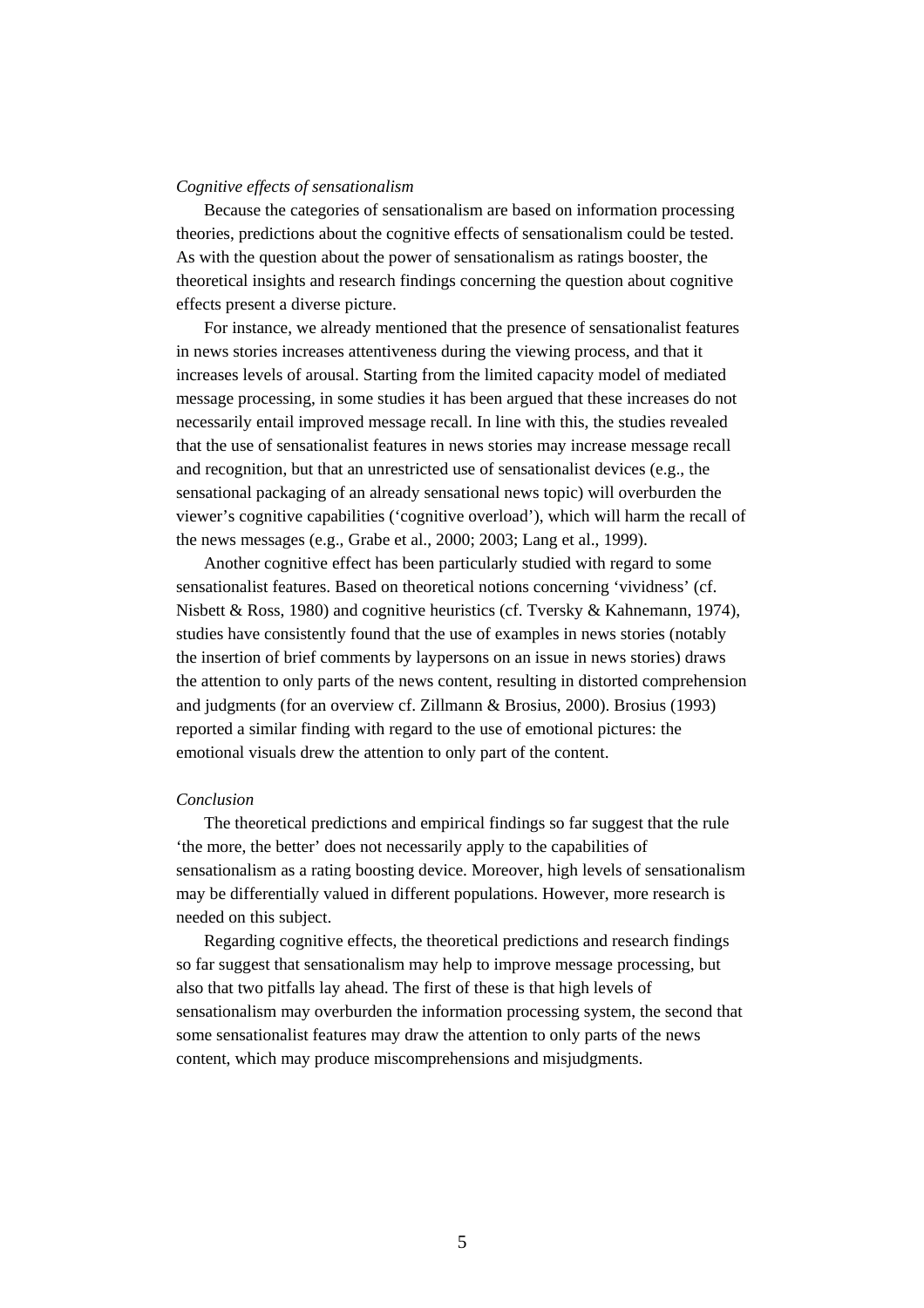*Cognitive effects of sensationalism*

Because the categories of sensationalism are based on information processing theories, predictions about the cognitive effects of sensationalism could be tested. As with the question about the power of sensationalism as ratings booster, the theoretical insights and research findings concerning the question about cognitive effects present a diverse picture.

For instance, we already mentioned that the presence of sensationalist features in news stories increases attentiveness during the viewing process, and that it increases levels of arousal. Starting from the limited capacity model of mediated message processing, in some studies it has been argued that these increases do not necessarily entail improved message recall. In line with this, the studies revealed that the use of sensationalist features in news stories may increase message recall and recognition, but that an unrestricted use of sensationalist devices (e.g., the sensational packaging of an already sensational news topic) will overburden the viewer's cognitive capabilities ('cognitive overload'), which will harm the recall of the news messages (e.g., Grabe et al., 2000; 2003; Lang et al., 1999).

Another cognitive effect has been particularly studied with regard to some sensationalist features. Based on theoretical notions concerning 'vividness' (cf. Nisbett & Ross, 1980) and cognitive heuristics (cf. Tversky & Kahnemann, 1974), studies have consistently found that the use of examples in news stories (notably the insertion of brief comments by laypersons on an issue in news stories) draws the attention to only parts of the news content, resulting in distorted comprehension and judgments (for an overview cf. Zillmann & Brosius, 2000). Brosius (1993) reported a similar finding with regard to the use of emotional pictures: the emotional visuals drew the attention to only part of the content.

*Conclusion*

The theoretical predictions and empirical findings so far suggest that the rule 'the more, the better' does not necessarily apply to the capabilities of sensationalism as a rating boosting device. Moreover, high levels of sensationalism may be differentially valued in different populations. However, more research is needed on this subject.

Regarding cognitive effects, the theoretical predictions and research findings so far suggest that sensationalism may help to improve message processing, but also that two pitfalls lay ahead. The first of these is that high levels of sensationalism may overburden the information processing system, the second that some sensationalist features may draw the attention to only parts of the news content, which may produce miscomprehensions and misjudgments.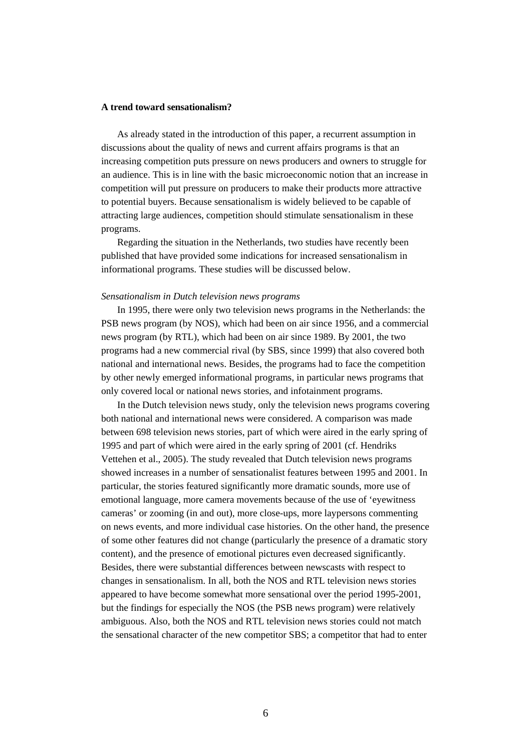**A trend toward sensationalism?**

As already stated in the introduction of this paper, a recurrent assumption in discussions about the quality of news and current affairs programs is that an increasing competition puts pressure on news producers and owners to struggle for an audience. This is in line with the basic microeconomic notion that an increase in competition will put pressure on producers to make their products more attractive to potential buyers. Because sensationalism is widely believed to be capable of attracting large audiences, competition should stimulate sensationalism in these programs.

Regarding the situation in the Netherlands, two studies have recently been published that have provided some indications for increased sensationalism in informational programs. These studies will be discussed below.

*Sensationalism in Dutch television news programs*

In 1995, there were only two television news programs in the Netherlands: the PSB news program (by NOS), which had been on air since 1956, and a commercial news program (by RTL), which had been on air since 1989. By 2001, the two programs had a new commercial rival (by SBS, since 1999) that also covered both national and international news. Besides, the programs had to face the competition by other newly emerged informational programs, in particular news programs that only covered local or national news stories, and infotainment programs.

In the Dutch television news study, only the television news programs covering both national and international news were considered. A comparison was made between 698 television news stories, part of which were aired in the early spring of 1995 and part of which were aired in the early spring of 2001 (cf. Hendriks Vettehen et al., 2005). The study revealed that Dutch television news programs showed increases in a number of sensationalist features between 1995 and 2001. In particular, the stories featured significantly more dramatic sounds, more use of emotional language, more camera movements because of the use of 'eyewitness cameras' or zooming (in and out), more close-ups, more laypersons commenting on news events, and more individual case histories. On the other hand, the presence of some other features did not change (particularly the presence of a dramatic story content), and the presence of emotional pictures even decreased significantly. Besides, there were substantial differences between newscasts with respect to changes in sensationalism. In all, both the NOS and RTL television news stories appeared to have become somewhat more sensational over the period 1995-2001, but the findings for especially the NOS (the PSB news program) were relatively ambiguous. Also, both the NOS and RTL television news stories could not match the sensational character of the new competitor SBS; a competitor that had to enter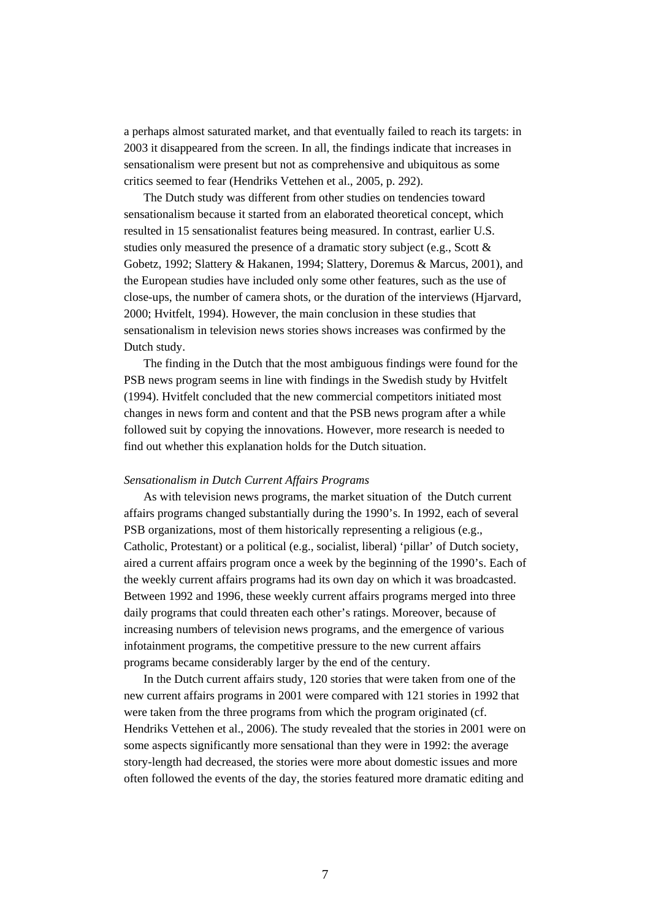a perhaps almost saturated market, and that eventually failed to reach its targets: in 2003 it disappeared from the screen. In all, the findings indicate that increases in sensationalism were present but not as comprehensive and ubiquitous as some critics seemed to fear (Hendriks Vettehen et al., 2005, p. 292).

The Dutch study was different from other studies on tendencies toward sensationalism because it started from an elaborated theoretical concept, which resulted in 15 sensationalist features being measured. In contrast, earlier U.S. studies only measured the presence of a dramatic story subject (e.g., Scott & Gobetz, 1992; Slattery & Hakanen, 1994; Slattery, Doremus & Marcus, 2001), and the European studies have included only some other features, such as the use of close-ups, the number of camera shots, or the duration of the interviews (Hjarvard, 2000; Hvitfelt, 1994). However, the main conclusion in these studies that sensationalism in television news stories shows increases was confirmed by the Dutch study.

The finding in the Dutch that the most ambiguous findings were found for the PSB news program seems in line with findings in the Swedish study by Hvitfelt (1994). Hvitfelt concluded that the new commercial competitors initiated most changes in news form and content and that the PSB news program after a while followed suit by copying the innovations. However, more research is needed to find out whether this explanation holds for the Dutch situation.

*Sensationalism in Dutch Current Affairs Programs*

As with television news programs, the market situation of the Dutch current affairs programs changed substantially during the 1990's. In 1992, each of several PSB organizations, most of them historically representing a religious (e.g., Catholic, Protestant) or a political (e.g., socialist, liberal) 'pillar' of Dutch society, aired a current affairs program once a week by the beginning of the 1990's. Each of the weekly current affairs programs had its own day on which it was broadcasted. Between 1992 and 1996, these weekly current affairs programs merged into three daily programs that could threaten each other's ratings. Moreover, because of increasing numbers of television news programs, and the emergence of various infotainment programs, the competitive pressure to the new current affairs programs became considerably larger by the end of the century.

In the Dutch current affairs study, 120 stories that were taken from one of the new current affairs programs in 2001 were compared with 121 stories in 1992 that were taken from the three programs from which the program originated (cf. Hendriks Vettehen et al., 2006). The study revealed that the stories in 2001 were on some aspects significantly more sensational than they were in 1992: the average story-length had decreased, the stories were more about domestic issues and more often followed the events of the day, the stories featured more dramatic editing and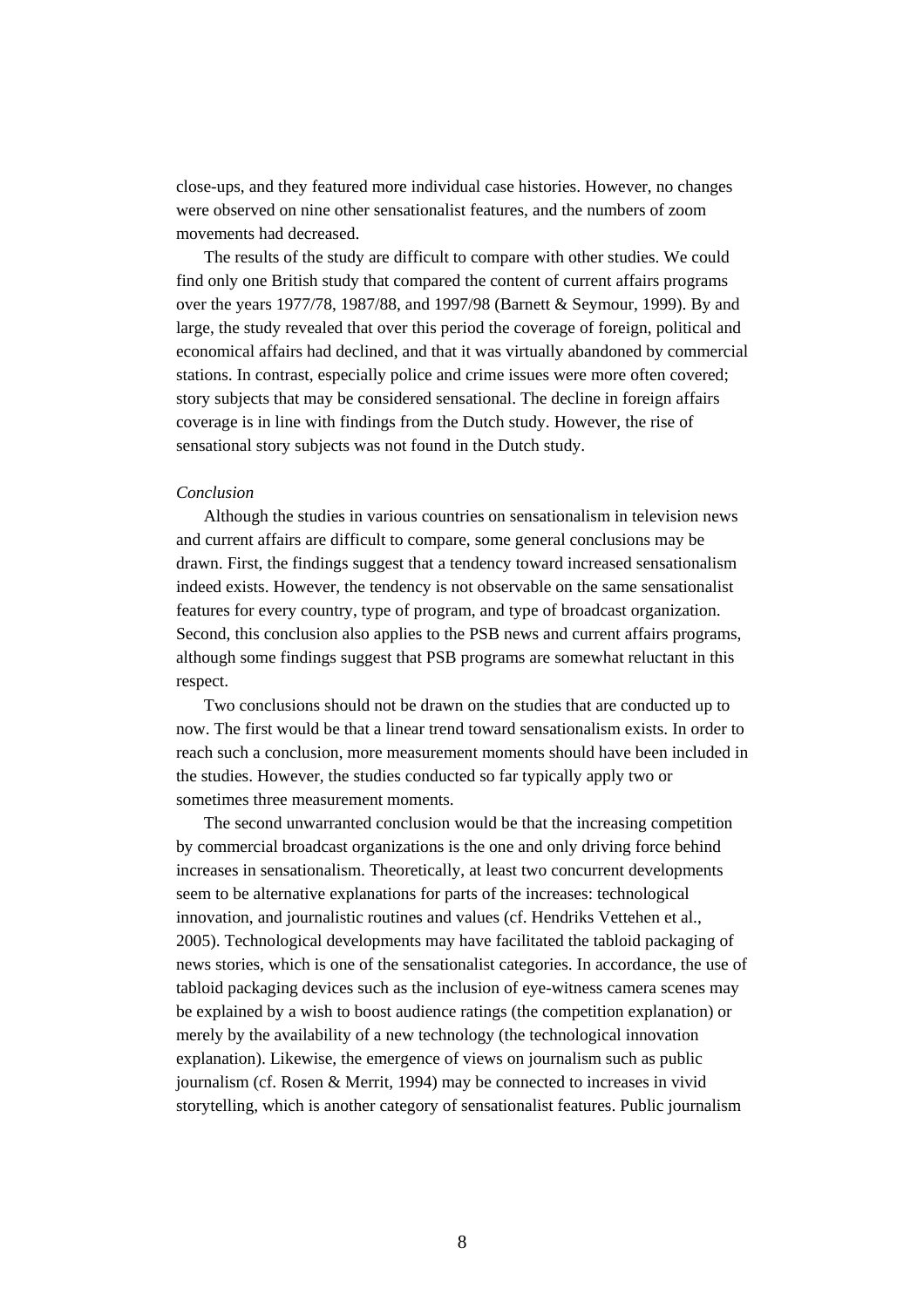close-ups, and they featured more individual case histories. However, no changes were observed on nine other sensationalist features, and the numbers of zoom movements had decreased.

The results of the study are difficult to compare with other studies. We could find only one British study that compared the content of current affairs programs over the years 1977/78, 1987/88, and 1997/98 (Barnett & Seymour, 1999). By and large, the study revealed that over this period the coverage of foreign, political and economical affairs had declined, and that it was virtually abandoned by commercial stations. In contrast, especially police and crime issues were more often covered; story subjects that may be considered sensational. The decline in foreign affairs coverage is in line with findings from the Dutch study. However, the rise of sensational story subjects was not found in the Dutch study.

*Conclusion*

Although the studies in various countries on sensationalism in television news and current affairs are difficult to compare, some general conclusions may be drawn. First, the findings suggest that a tendency toward increased sensationalism indeed exists. However, the tendency is not observable on the same sensationalist features for every country, type of program, and type of broadcast organization. Second, this conclusion also applies to the PSB news and current affairs programs, although some findings suggest that PSB programs are somewhat reluctant in this respect.

Two conclusions should not be drawn on the studies that are conducted up to now. The first would be that a linear trend toward sensationalism exists. In order to reach such a conclusion, more measurement moments should have been included in the studies. However, the studies conducted so far typically apply two or sometimes three measurement moments.

The second unwarranted conclusion would be that the increasing competition by commercial broadcast organizations is the one and only driving force behind increases in sensationalism. Theoretically, at least two concurrent developments seem to be alternative explanations for parts of the increases: technological innovation, and journalistic routines and values (cf. Hendriks Vettehen et al., 2005). Technological developments may have facilitated the tabloid packaging of news stories, which is one of the sensationalist categories. In accordance, the use of tabloid packaging devices such as the inclusion of eye-witness camera scenes may be explained by a wish to boost audience ratings (the competition explanation) or merely by the availability of a new technology (the technological innovation explanation). Likewise, the emergence of views on journalism such as public journalism (cf. Rosen & Merrit, 1994) may be connected to increases in vivid storytelling, which is another category of sensationalist features. Public journalism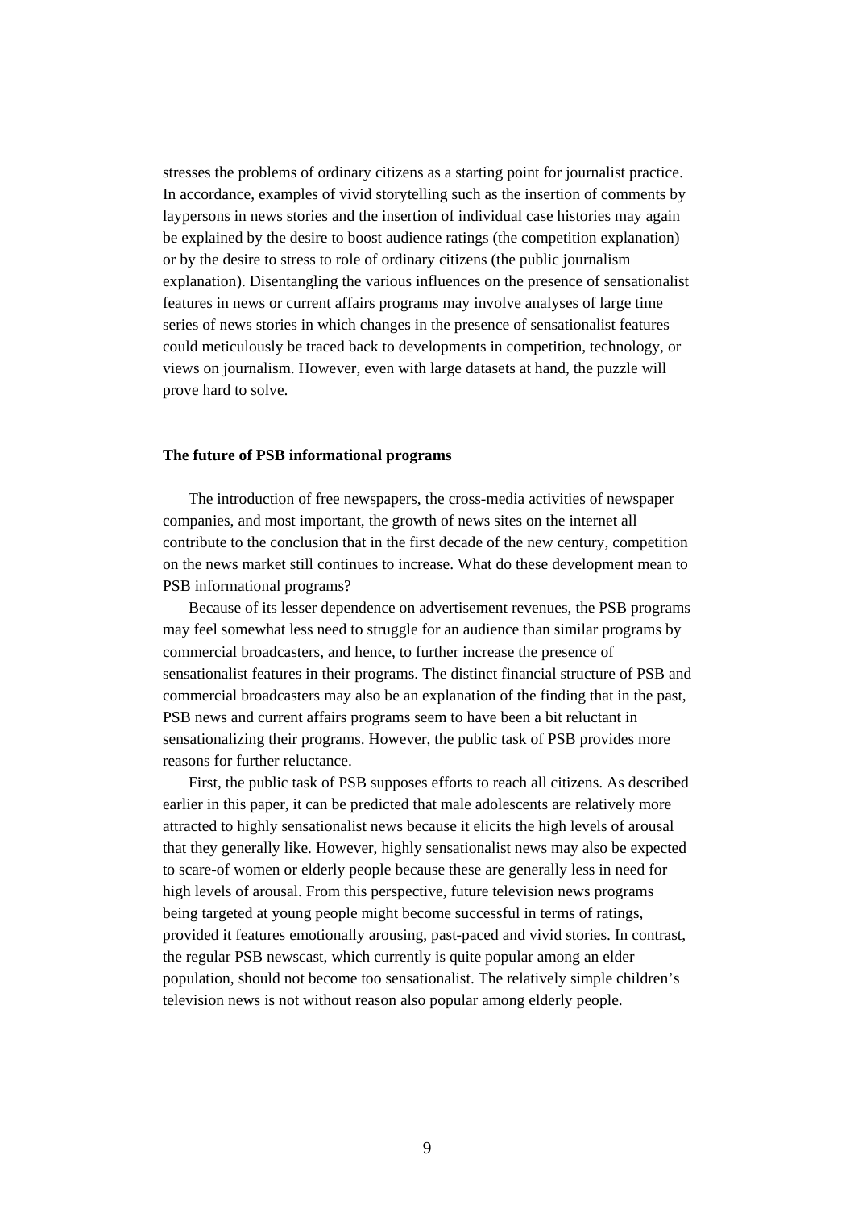stresses the problems of ordinary citizens as a starting point for journalist practice. In accordance, examples of vivid storytelling such as the insertion of comments by laypersons in news stories and the insertion of individual case histories may again be explained by the desire to boost audience ratings (the competition explanation) or by the desire to stress to role of ordinary citizens (the public journalism explanation). Disentangling the various influences on the presence of sensationalist features in news or current affairs programs may involve analyses of large time series of news stories in which changes in the presence of sensationalist features could meticulously be traced back to developments in competition, technology, or views on journalism. However, even with large datasets at hand, the puzzle will prove hard to solve.

**The future of PSB informational programs**

The introduction of free newspapers, the cross-media activities of newspaper companies, and most important, the growth of news sites on the internet all contribute to the conclusion that in the first decade of the new century, competition on the news market still continues to increase. What do these development mean to PSB informational programs?

Because of its lesser dependence on advertisement revenues, the PSB programs may feel somewhat less need to struggle for an audience than similar programs by commercial broadcasters, and hence, to further increase the presence of sensationalist features in their programs. The distinct financial structure of PSB and commercial broadcasters may also be an explanation of the finding that in the past, PSB news and current affairs programs seem to have been a bit reluctant in sensationalizing their programs. However, the public task of PSB provides more reasons for further reluctance.

First, the public task of PSB supposes efforts to reach all citizens. As described earlier in this paper, it can be predicted that male adolescents are relatively more attracted to highly sensationalist news because it elicits the high levels of arousal that they generally like. However, highly sensationalist news may also be expected to scare-of women or elderly people because these are generally less in need for high levels of arousal. From this perspective, future television news programs being targeted at young people might become successful in terms of ratings, provided it features emotionally arousing, past-paced and vivid stories. In contrast, the regular PSB newscast, which currently is quite popular among an elder population, should not become too sensationalist. The relatively simple children's television news is not without reason also popular among elderly people.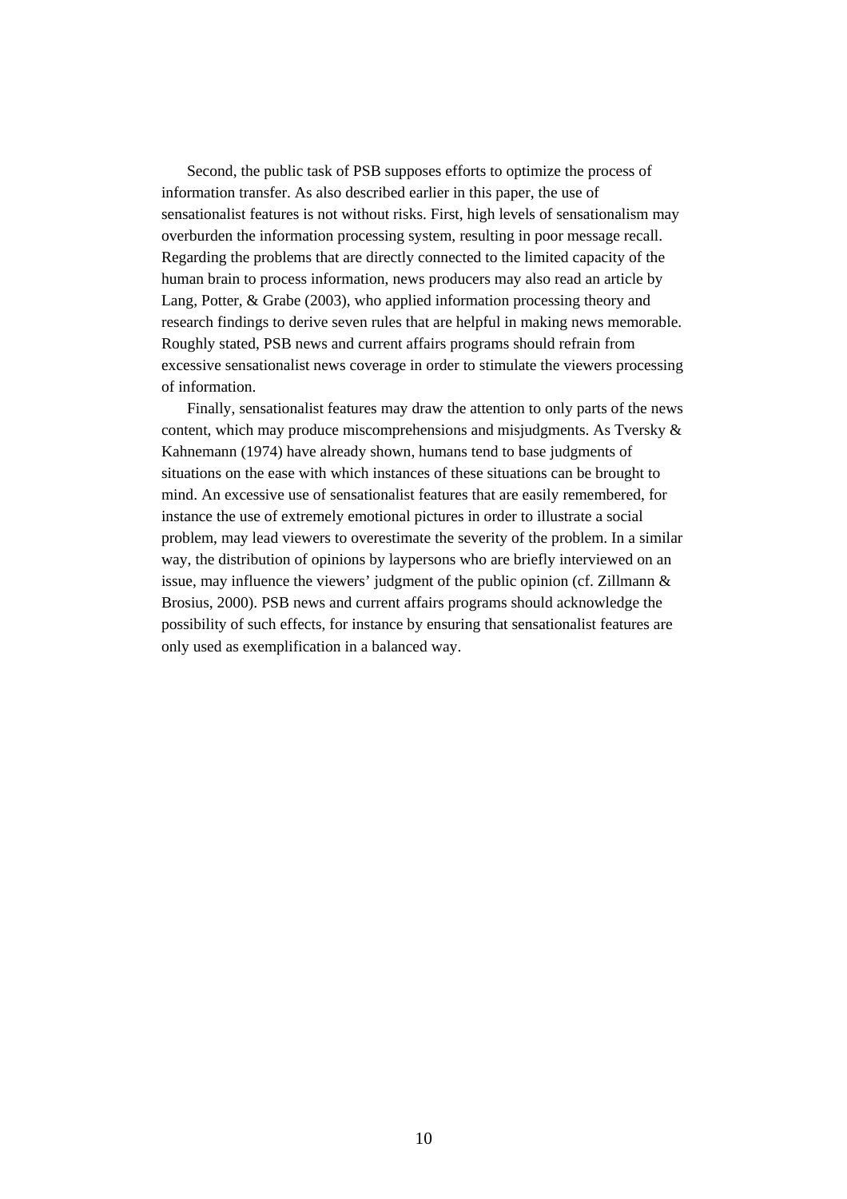Second, the public task of PSB supposes efforts to optimize the process of information transfer. As also described earlier in this paper, the use of sensationalist features is not without risks. First, high levels of sensationalism may overburden the information processing system, resulting in poor message recall. Regarding the problems that are directly connected to the limited capacity of the human brain to process information, news producers may also read an article by Lang, Potter, & Grabe (2003), who applied information processing theory and research findings to derive seven rules that are helpful in making news memorable. Roughly stated, PSB news and current affairs programs should refrain from excessive sensationalist news coverage in order to stimulate the viewers processing of information.

Finally, sensationalist features may draw the attention to only parts of the news content, which may produce miscomprehensions and misjudgments. As Tversky & Kahnemann (1974) have already shown, humans tend to base judgments of situations on the ease with which instances of these situations can be brought to mind. An excessive use of sensationalist features that are easily remembered, for instance the use of extremely emotional pictures in order to illustrate a social problem, may lead viewers to overestimate the severity of the problem. In a similar way, the distribution of opinions by laypersons who are briefly interviewed on an issue, may influence the viewers' judgment of the public opinion (cf. Zillmann & Brosius, 2000). PSB news and current affairs programs should acknowledge the possibility of such effects, for instance by ensuring that sensationalist features are only used as exemplification in a balanced way.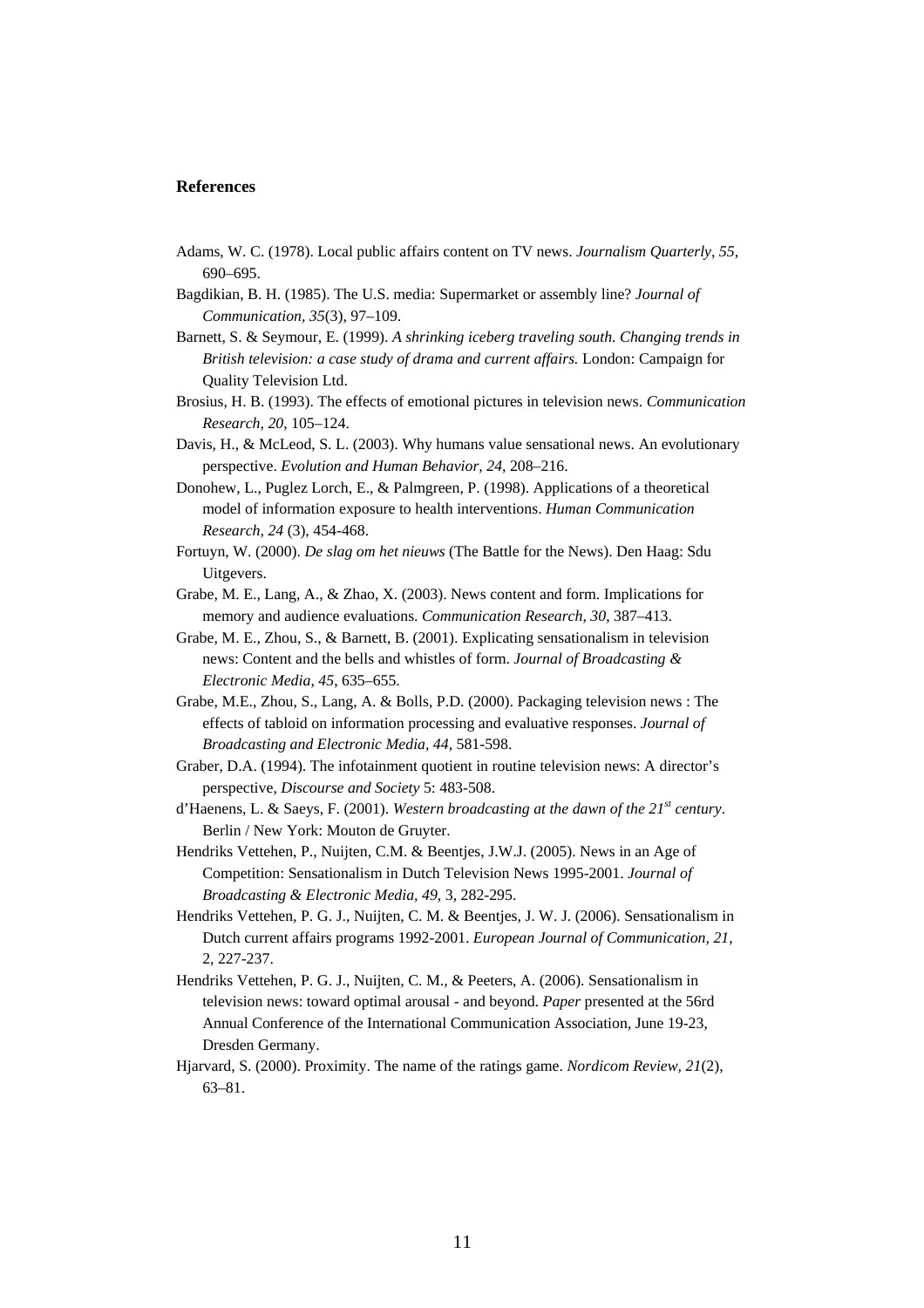**References**

Adams, W. C. (1978). Local public affairs content on TV news. *Journalism Quarterly, 55*, 690–695.

Bagdikian, B. H. (1985). The U.S. media: Supermarket or assembly line? *Journal of Communication, 35*(3), 97–109.

Barnett, S. & Seymour, E. (1999). *A shrinking iceberg traveling south. Changing trends in British television: a case study of drama and current affairs.* London: Campaign for Quality Television Ltd.

Brosius, H. B. (1993). The effects of emotional pictures in television news. *Communication Research, 20*, 105–124.

Davis, H., & McLeod, S. L. (2003). Why humans value sensational news. An evolutionary perspective. *Evolution and Human Behavior, 24*, 208–216.

Donohew, L., Puglez Lorch, E., & Palmgreen, P. (1998). Applications of a theoretical model of information exposure to health interventions. *Human Communication Research, 24* (3), 454-468.

Fortuyn, W. (2000). *De slag om het nieuws* (The Battle for the News). Den Haag: Sdu Uitgevers.

Grabe, M. E., Lang, A., & Zhao, X. (2003). News content and form. Implications for memory and audience evaluations. *Communication Research, 30*, 387–413.

Grabe, M. E., Zhou, S., & Barnett, B. (2001). Explicating sensationalism in television news: Content and the bells and whistles of form. *Journal of Broadcasting & Electronic Media, 45*, 635–655.

Grabe, M.E., Zhou, S., Lang, A. & Bolls, P.D. (2000). Packaging television news : The effects of tabloid on information processing and evaluative responses. *Journal of Broadcasting and Electronic Media, 44*, 581-598.

Graber, D.A. (1994). The infotainment quotient in routine television news: A director's perspective, *Discourse and Society* 5: 483-508.

d'Haenens, L. & Saeys, F. (2001). *Western broadcasting at the dawn of the 21st century*. Berlin / New York: Mouton de Gruyter.

Hendriks Vettehen, P., Nuijten, C.M. & Beentjes, J.W.J. (2005). News in an Age of Competition: Sensationalism in Dutch Television News 1995-2001. *Journal of Broadcasting & Electronic Media, 49*, 3, 282-295.

Hendriks Vettehen, P. G. J., Nuijten, C. M. & Beentjes, J. W. J. (2006). Sensationalism in Dutch current affairs programs 1992-2001. *European Journal of Communication, 21*, 2, 227-237.

Hendriks Vettehen, P. G. J., Nuijten, C. M., & Peeters, A. (2006). Sensationalism in television news: toward optimal arousal - and beyond. *Paper* presented at the 56rd Annual Conference of the International Communication Association, June 19-23, Dresden Germany.

Hjarvard, S. (2000). Proximity. The name of the ratings game. *Nordicom Review, 21*(2), 63–81.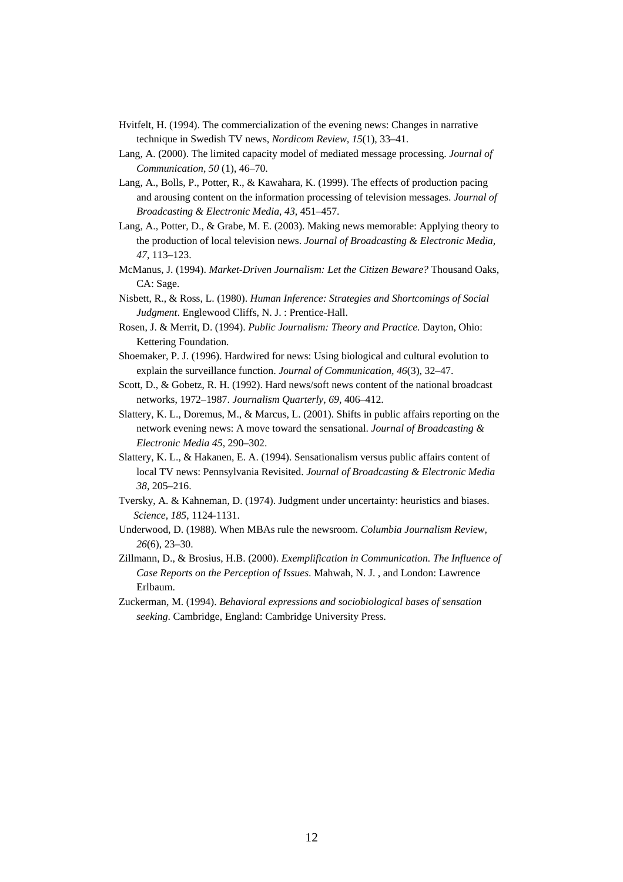Hvitfelt, H. (1994). The commercialization of the evening news: Changes in narrative technique in Swedish TV news, *Nordicom Review, 15*(1), 33–41.

Lang, A. (2000). The limited capacity model of mediated message processing. *Journal of Communication, 50* (1), 46–70.

Lang, A., Bolls, P., Potter, R., & Kawahara, K. (1999). The effects of production pacing and arousing content on the information processing of television messages. *Journal of Broadcasting & Electronic Media, 43*, 451–457.

Lang, A., Potter, D., & Grabe, M. E. (2003). Making news memorable: Applying theory to the production of local television news. *Journal of Broadcasting & Electronic Media, 47*, 113–123.

McManus, J. (1994). *Market-Driven Journalism: Let the Citizen Beware?* Thousand Oaks, CA: Sage.

Nisbett, R., & Ross, L. (1980). *Human Inference: Strategies and Shortcomings of Social Judgment*. Englewood Cliffs, N. J. : Prentice-Hall.

Rosen, J. & Merrit, D. (1994). *Public Journalism: Theory and Practice.* Dayton, Ohio: Kettering Foundation.

Shoemaker, P. J. (1996). Hardwired for news: Using biological and cultural evolution to explain the surveillance function. *Journal of Communication, 46*(3), 32–47.

Scott, D., & Gobetz, R. H. (1992). Hard news/soft news content of the national broadcast networks, 1972–1987. *Journalism Quarterly, 69*, 406–412.

Slattery, K. L., Doremus, M., & Marcus, L. (2001). Shifts in public affairs reporting on the network evening news: A move toward the sensational. *Journal of Broadcasting & Electronic Media 45*, 290–302.

Slattery, K. L., & Hakanen, E. A. (1994). Sensationalism versus public affairs content of local TV news: Pennsylvania Revisited. *Journal of Broadcasting & Electronic Media 38*, 205–216.

Tversky, A. & Kahneman, D. (1974). Judgment under uncertainty: heuristics and biases. *Science, 185*, 1124-1131.

Underwood, D. (1988). When MBAs rule the newsroom. *Columbia Journalism Review, 26*(6), 23–30.

Zillmann, D., & Brosius, H.B. (2000). *Exemplification in Communication. The Influence of Case Reports on the Perception of Issues*. Mahwah, N. J. , and London: Lawrence Erlbaum.

Zuckerman, M. (1994). *Behavioral expressions and sociobiological bases of sensation seeking*. Cambridge, England: Cambridge University Press.